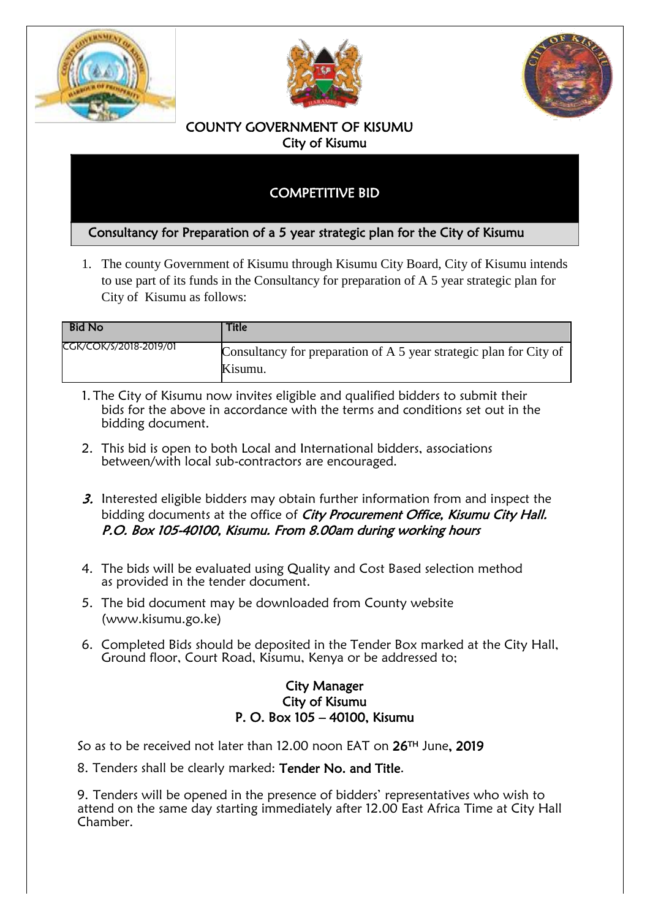# COUNTY GOVERNMENT OF KISUMU
## City of Kisumu

## COMPETITIVE BID

**Consultancy for Preparation of a 5 year strategic plan for the City of Kisumu**

1. The county Government of Kisumu through Kisumu City Board, City of Kisumu intends to use part of its funds in the Consultancy for preparation of A 5 year strategic plan for City of Kisumu as follows:

| Bid No | Title |
|---|---|
| CGK/COK/S/2018-2019/01 | Consultancy for preparation of A 5 year strategic plan for City of Kisumu. |

1. The City of Kisumu now invites eligible and qualified bidders to submit their bids for the above in accordance with the terms and conditions set out in the bidding document.
2. This bid is open to both Local and International bidders, associations between/with local sub-contractors are encouraged.
3. Interested eligible bidders may obtain further information from and inspect the bidding documents at the office of *City Procurement Office, Kisumu City Hall. P.O. Box 105-40100, Kisumu. From 8.00am during working hours*
4. The bids will be evaluated using Quality and Cost Based selection method as provided in the tender document.
5. The bid document may be downloaded from County website (www.kisumu.go.ke)
6. Completed Bids should be deposited in the Tender Box marked at the City Hall, Ground floor, Court Road, Kisumu, Kenya or be addressed to;

**City Manager**
**City of Kisumu**
**P. O. Box 105 – 40100, Kisumu**

So as to be received not later than 12.00 noon EAT on **26TH** June, **2019**

8. Tenders shall be clearly marked: **Tender No. and Title**.

9. Tenders will be opened in the presence of bidders' representatives who wish to attend on the same day starting immediately after 12.00 East Africa Time at City Hall Chamber.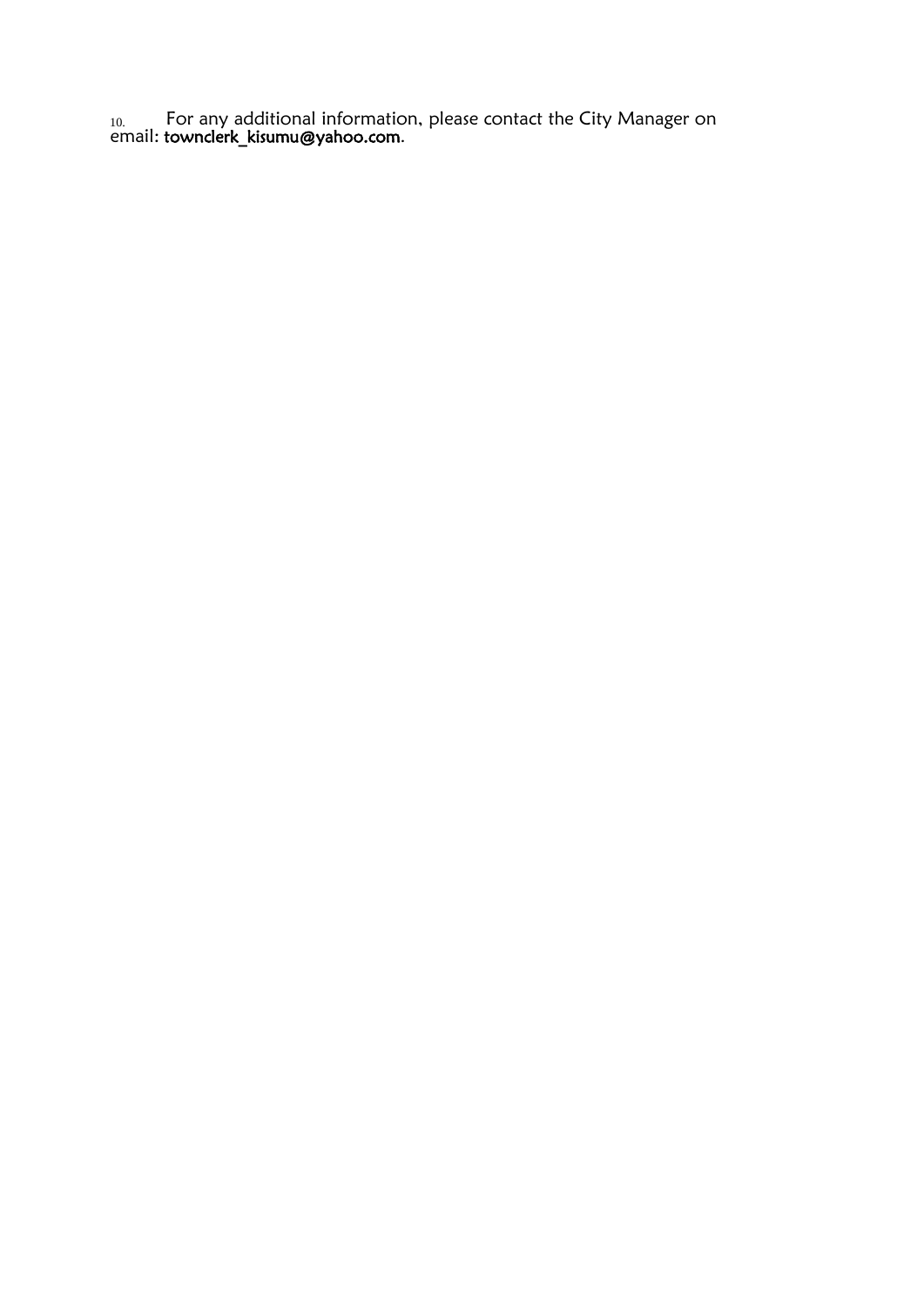10. For any additional information, please contact the City Manager on email: **townclerk_kisumu@yahoo.com**.